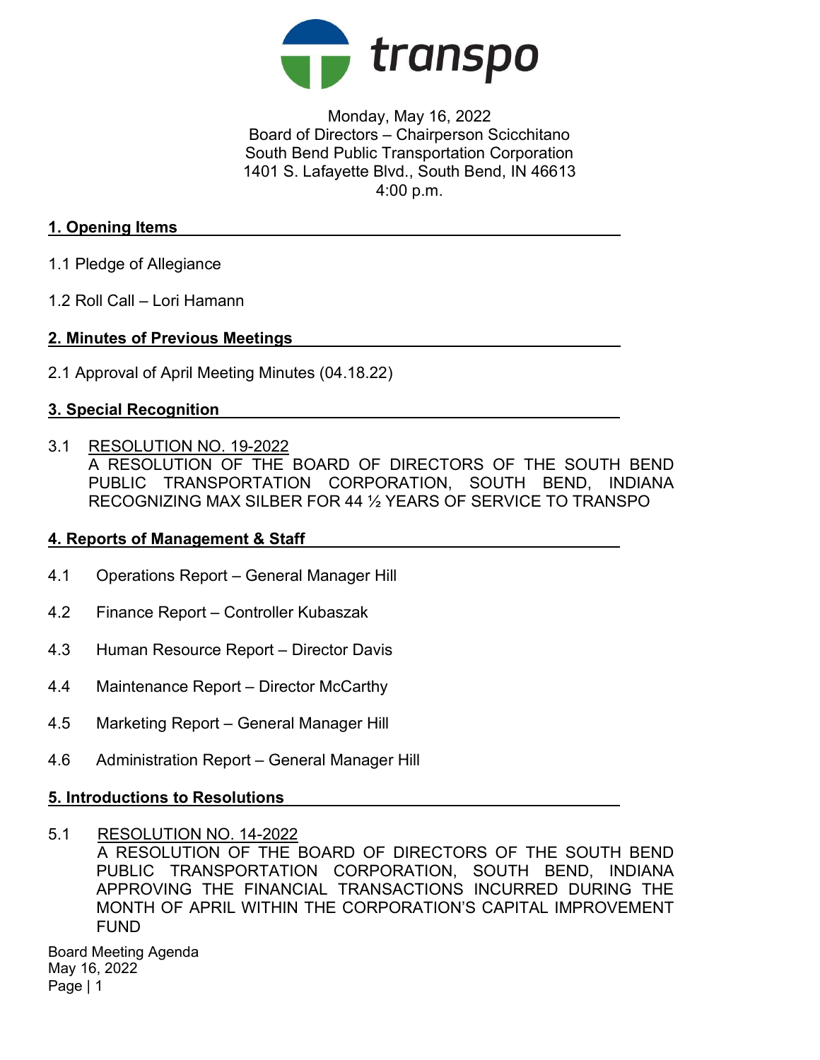transpo

Monday, May 16, 2022
Board of Directors – Chairperson Scicchitano
South Bend Public Transportation Corporation
1401 S. Lafayette Blvd., South Bend, IN 46613
4:00 p.m.

## 1. Opening Items

1.1 Pledge of Allegiance

1.2 Roll Call – Lori Hamann

## 2. Minutes of Previous Meetings

2.1 Approval of April Meeting Minutes (04.18.22)

## 3. Special Recognition

3.1 RESOLUTION NO. 19-2022
A RESOLUTION OF THE BOARD OF DIRECTORS OF THE SOUTH BEND PUBLIC TRANSPORTATION CORPORATION, SOUTH BEND, INDIANA RECOGNIZING MAX SILBER FOR 44 ½ YEARS OF SERVICE TO TRANSPO

## 4. Reports of Management & Staff

4.1 Operations Report – General Manager Hill

4.2 Finance Report – Controller Kubaszak

4.3 Human Resource Report – Director Davis

4.4 Maintenance Report – Director McCarthy

4.5 Marketing Report – General Manager Hill

4.6 Administration Report – General Manager Hill

## 5. Introductions to Resolutions

5.1 RESOLUTION NO. 14-2022
A RESOLUTION OF THE BOARD OF DIRECTORS OF THE SOUTH BEND PUBLIC TRANSPORTATION CORPORATION, SOUTH BEND, INDIANA APPROVING THE FINANCIAL TRANSACTIONS INCURRED DURING THE MONTH OF APRIL WITHIN THE CORPORATION'S CAPITAL IMPROVEMENT FUND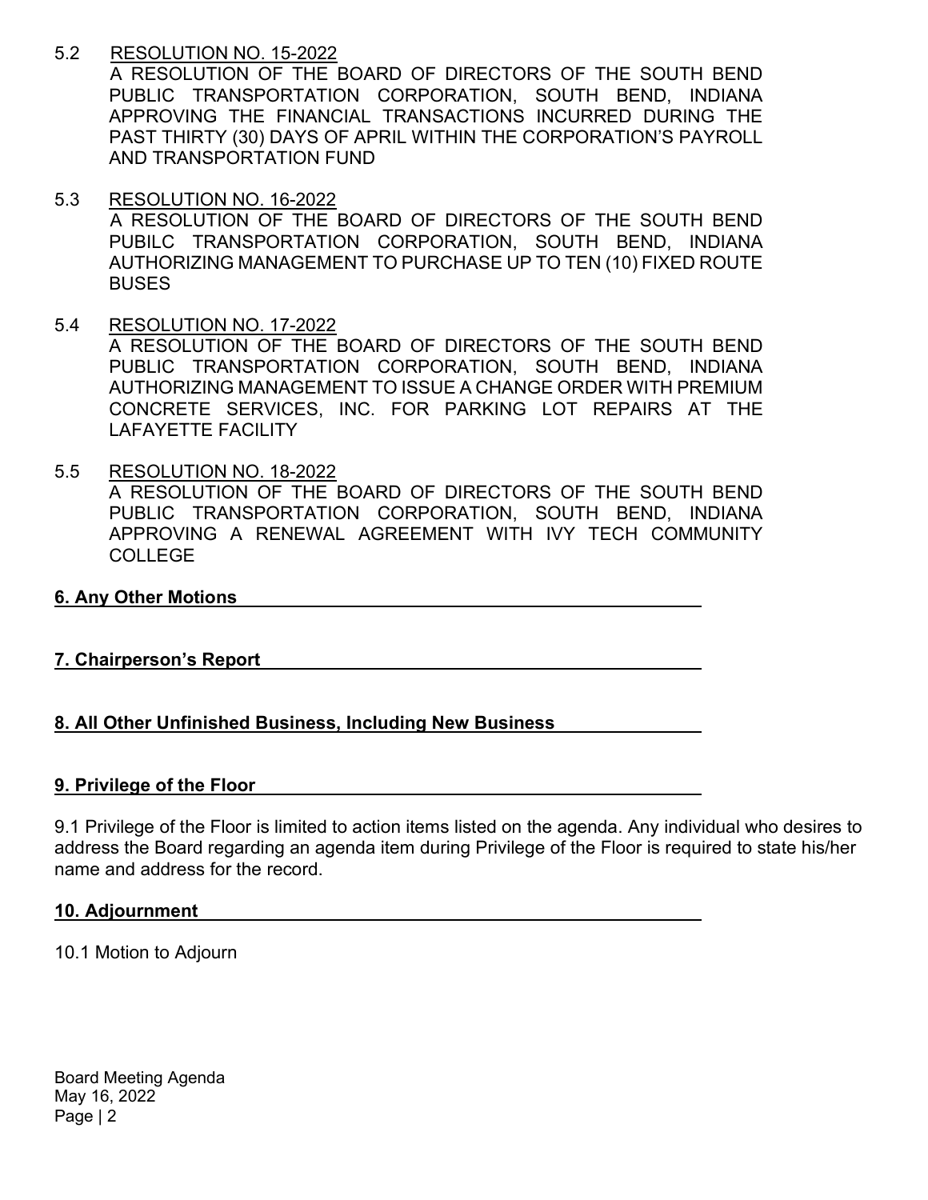5.2 RESOLUTION NO. 15-2022
A RESOLUTION OF THE BOARD OF DIRECTORS OF THE SOUTH BEND PUBLIC TRANSPORTATION CORPORATION, SOUTH BEND, INDIANA APPROVING THE FINANCIAL TRANSACTIONS INCURRED DURING THE PAST THIRTY (30) DAYS OF APRIL WITHIN THE CORPORATION'S PAYROLL AND TRANSPORTATION FUND

5.3 RESOLUTION NO. 16-2022
A RESOLUTION OF THE BOARD OF DIRECTORS OF THE SOUTH BEND PUBILC TRANSPORTATION CORPORATION, SOUTH BEND, INDIANA AUTHORIZING MANAGEMENT TO PURCHASE UP TO TEN (10) FIXED ROUTE BUSES

5.4 RESOLUTION NO. 17-2022
A RESOLUTION OF THE BOARD OF DIRECTORS OF THE SOUTH BEND PUBLIC TRANSPORTATION CORPORATION, SOUTH BEND, INDIANA AUTHORIZING MANAGEMENT TO ISSUE A CHANGE ORDER WITH PREMIUM CONCRETE SERVICES, INC. FOR PARKING LOT REPAIRS AT THE LAFAYETTE FACILITY

5.5 RESOLUTION NO. 18-2022
A RESOLUTION OF THE BOARD OF DIRECTORS OF THE SOUTH BEND PUBLIC TRANSPORTATION CORPORATION, SOUTH BEND, INDIANA APPROVING A RENEWAL AGREEMENT WITH IVY TECH COMMUNITY COLLEGE

**6. Any Other Motions**

**7. Chairperson's Report**

**8. All Other Unfinished Business, Including New Business**

**9. Privilege of the Floor**

9.1 Privilege of the Floor is limited to action items listed on the agenda. Any individual who desires to address the Board regarding an agenda item during Privilege of the Floor is required to state his/her name and address for the record.

**10. Adjournment**

10.1 Motion to Adjourn